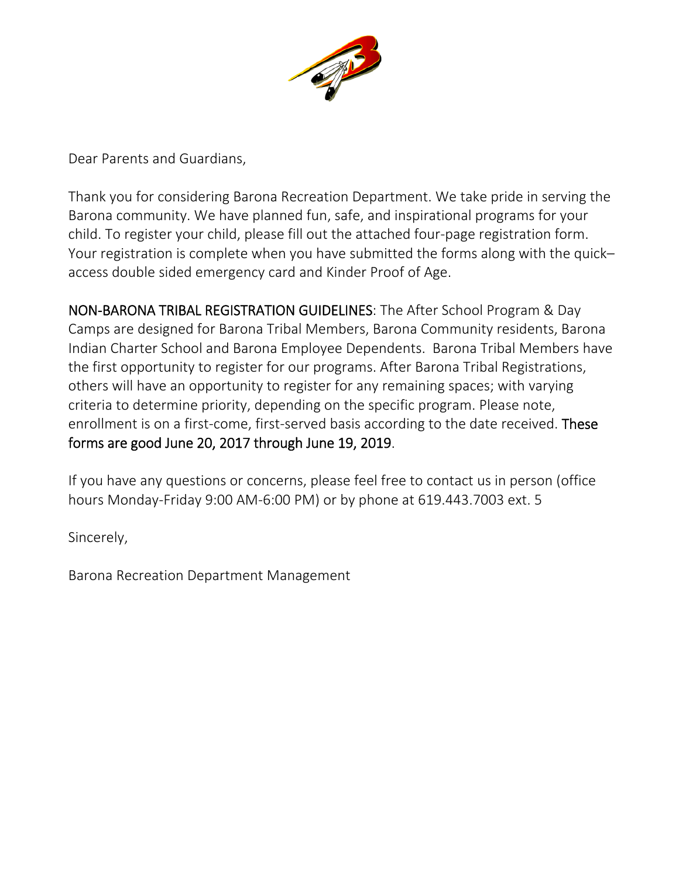Dear Parents and Guardians,

Thank you for considering Barona Recreation Department. We take pride in serving the Barona community. We have planned fun, safe, and inspirational programs for your child. To register your child, please fill out the attached four-page registration form. Your registration is complete when you have submitted the forms along with the quick–access double sided emergency card and Kinder Proof of Age.

NON-BARONA TRIBAL REGISTRATION GUIDELINES: The After School Program & Day Camps are designed for Barona Tribal Members, Barona Community residents, Barona Indian Charter School and Barona Employee Dependents. Barona Tribal Members have the first opportunity to register for our programs. After Barona Tribal Registrations, others will have an opportunity to register for any remaining spaces; with varying criteria to determine priority, depending on the specific program. Please note, enrollment is on a first-come, first-served basis according to the date received. These forms are good June 20, 2017 through June 19, 2019.

If you have any questions or concerns, please feel free to contact us in person (office hours Monday-Friday 9:00 AM-6:00 PM) or by phone at 619.443.7003 ext. 5

Sincerely,

Barona Recreation Department Management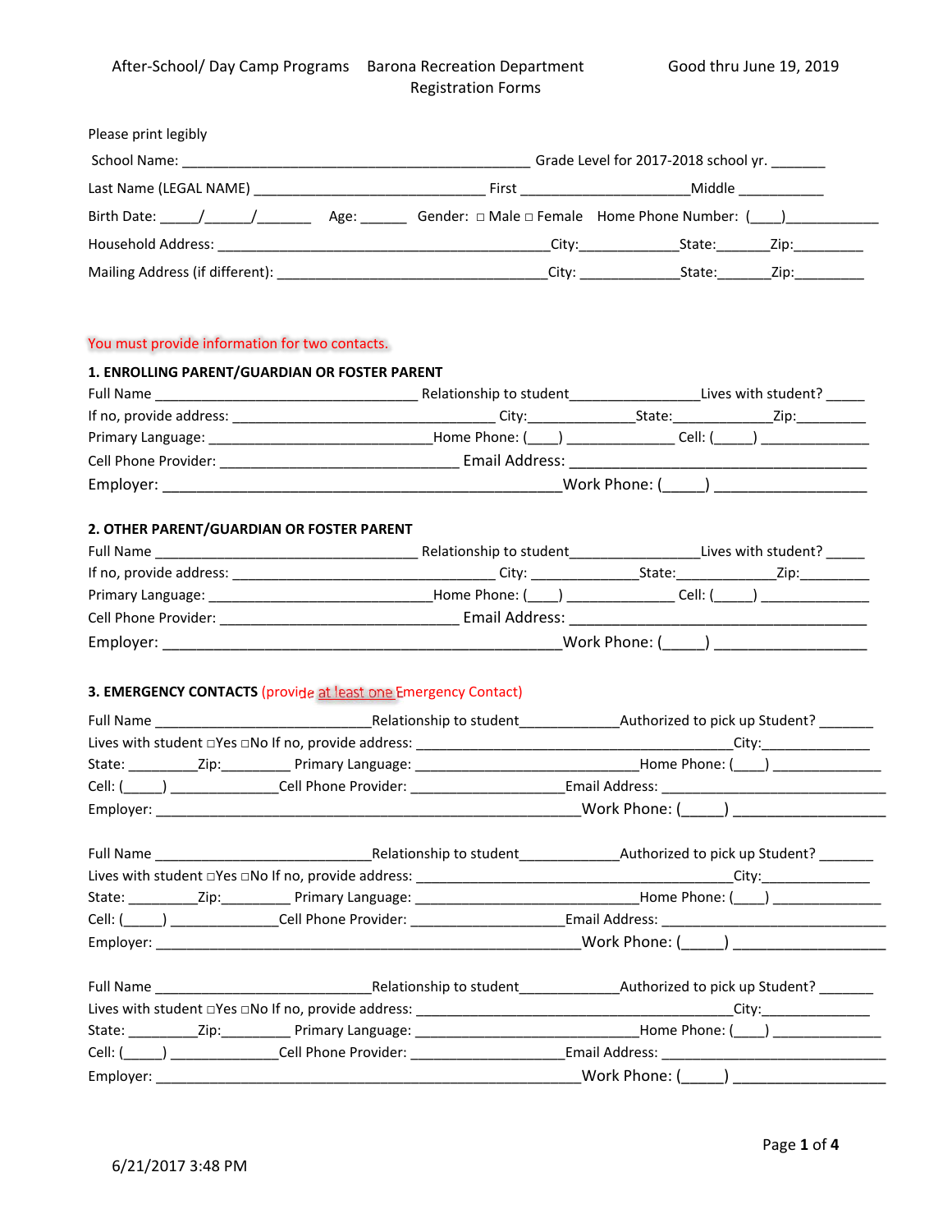After-School/ Day Camp Programs Barona Recreation Department Good thru June 19, 2019
Registration Forms

Please print legibly

School Name: ______________________________________________ Grade Level for 2017-2018 school yr. _______

Last Name (LEGAL NAME) ______________________________ First ______________________Middle __________

Birth Date: _____/______/_______ Age: ______ Gender: □ Male □ Female Home Phone Number: (____)____________

Household Address: ____________________________________________City:_____________State:_______Zip:_________

Mailing Address (if different): ___________________________________City: _____________State:_______Zip:_________

You must provide information for two contacts.

**1. ENROLLING PARENT/GUARDIAN OR FOSTER PARENT**

Full Name __________________________________ Relationship to student________________Lives with student? _____

If no, provide address: __________________________________ City:_____________State:_____________Zip:_________

Primary Language: _____________________________Home Phone: (____) _____________ Cell: (_____) _______________

Cell Phone Provider: _______________________________ Email Address: _______________________________________

Employer: ____________________________________________________Work Phone: (_____) __________________

**2. OTHER PARENT/GUARDIAN OR FOSTER PARENT**

Full Name __________________________________ Relationship to student________________Lives with student? _____

If no, provide address: __________________________________ City: _____________State:_____________Zip:_________

Primary Language: _____________________________Home Phone: (____) _____________ Cell: (_____) _______________

Cell Phone Provider: _______________________________ Email Address: _______________________________________

Employer: ____________________________________________________Work Phone: (_____) __________________

**3. EMERGENCY CONTACTS** (provide at least one Emergency Contact)

Full Name ____________________________Relationship to student_____________Authorized to pick up Student? _______

Lives with student □Yes □No If no, provide address: ________________________________________City:______________

State: _________Zip:_________ Primary Language: _____________________________Home Phone: (____) ______________

Cell: (_____) ______________Cell Phone Provider: ____________________Email Address: _____________________________

Employer: _______________________________________________________Work Phone: (_____) __________________

Full Name ____________________________Relationship to student_____________Authorized to pick up Student? _______

Lives with student □Yes □No If no, provide address: ________________________________________City:______________

State: _________Zip:_________ Primary Language: _____________________________Home Phone: (____) ______________

Cell: (_____) ______________Cell Phone Provider: ____________________Email Address: _____________________________

Employer: _______________________________________________________Work Phone: (_____) __________________

Full Name ____________________________Relationship to student_____________Authorized to pick up Student? _______

Lives with student □Yes □No If no, provide address: ________________________________________City:______________

State: _________Zip:_________ Primary Language: _____________________________Home Phone: (____) ______________

Cell: (_____) ______________Cell Phone Provider: ____________________Email Address: _____________________________

Employer: _______________________________________________________Work Phone: (_____) __________________

6/21/2017 3:48 PM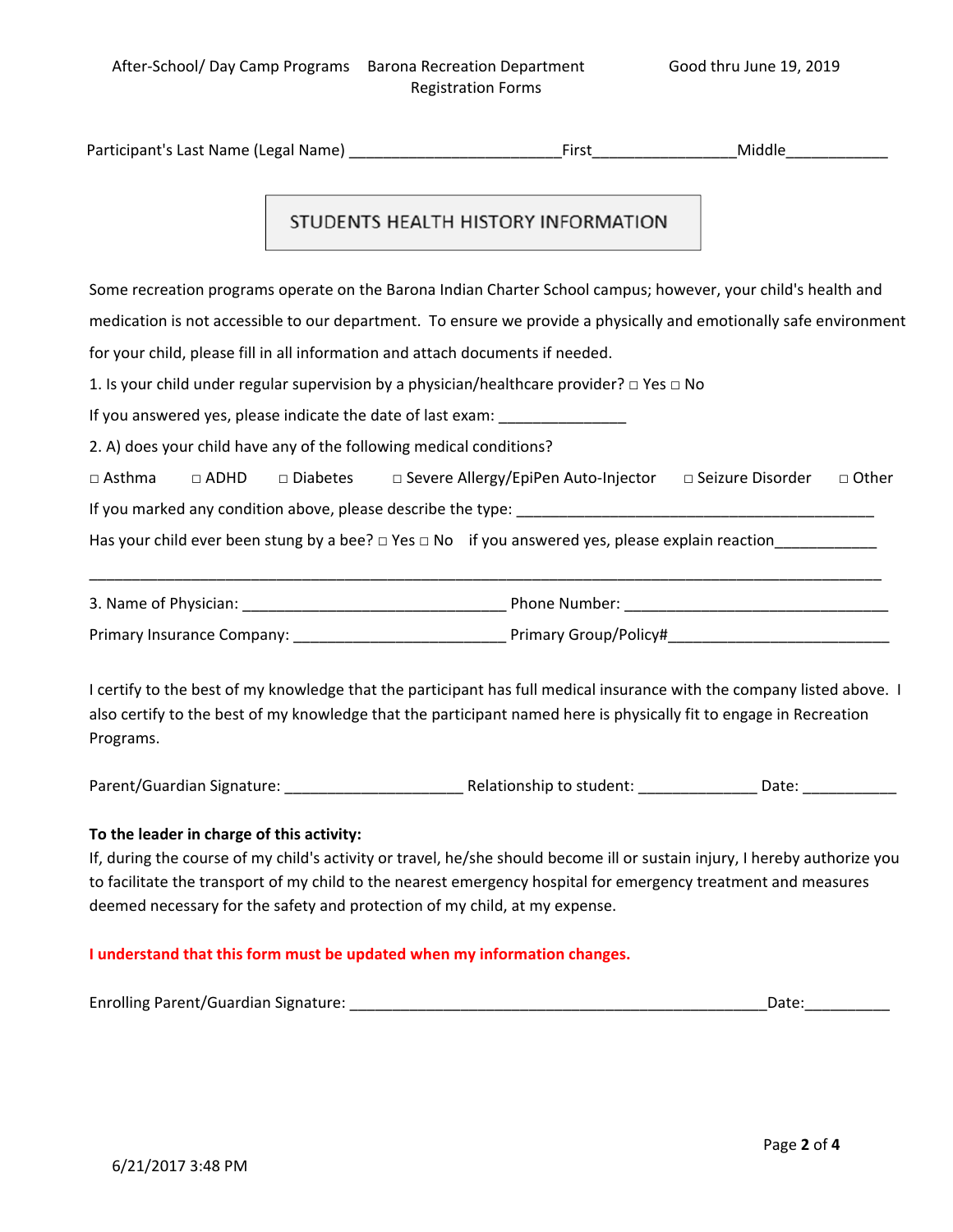Participant's Last Name (Legal Name) ________________________First________________Middle___________

## STUDENTS HEALTH HISTORY INFORMATION

Some recreation programs operate on the Barona Indian Charter School campus; however, your child's health and medication is not accessible to our department. To ensure we provide a physically and emotionally safe environment for your child, please fill in all information and attach documents if needed.

1. Is your child under regular supervision by a physician/healthcare provider? □ Yes □ No

If you answered yes, please indicate the date of last exam: ______________

2. A) does your child have any of the following medical conditions?

□ Asthma □ ADHD □ Diabetes □ Severe Allergy/EpiPen Auto-Injector □ Seizure Disorder □ Other

If you marked any condition above, please describe the type: ________________________________________

Has your child ever been stung by a bee? □ Yes □ No if you answered yes, please explain reaction___________

______________________________________________________________________________________

3. Name of Physician: ______________________________ Phone Number: ______________________________

Primary Insurance Company: ________________________ Primary Group/Policy#_________________________

I certify to the best of my knowledge that the participant has full medical insurance with the company listed above. I also certify to the best of my knowledge that the participant named here is physically fit to engage in Recreation Programs.

Parent/Guardian Signature: ____________________ Relationship to student: _____________ Date: __________

**To the leader in charge of this activity:**

If, during the course of my child's activity or travel, he/she should become ill or sustain injury, I hereby authorize you to facilitate the transport of my child to the nearest emergency hospital for emergency treatment and measures deemed necessary for the safety and protection of my child, at my expense.

**I understand that this form must be updated when my information changes.**

Enrolling Parent/Guardian Signature: _______________________________________________Date:_________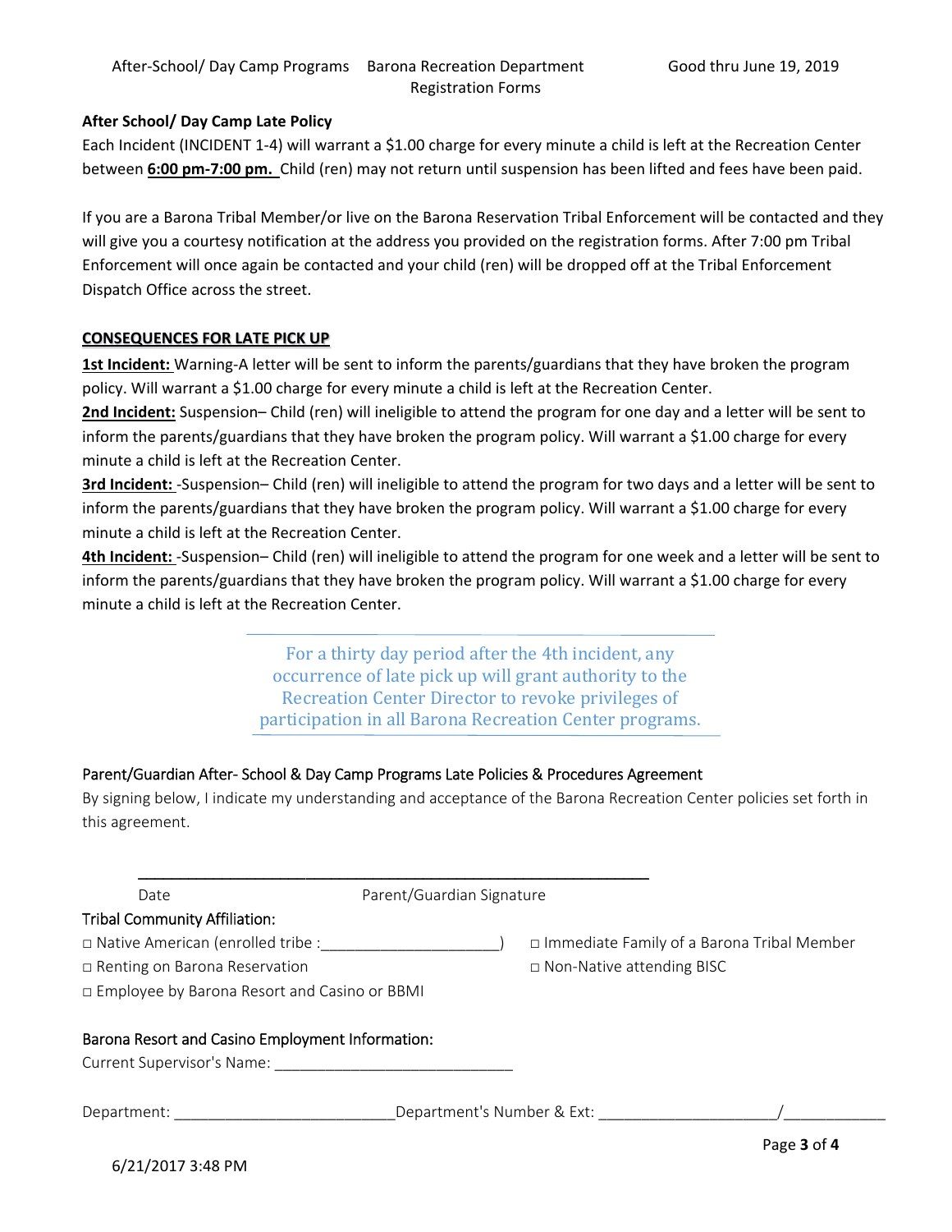**After School/ Day Camp Late Policy**

Each Incident (INCIDENT 1-4) will warrant a $1.00 charge for every minute a child is left at the Recreation Center between **6:00 pm-7:00 pm.** Child (ren) may not return until suspension has been lifted and fees have been paid.

If you are a Barona Tribal Member/or live on the Barona Reservation Tribal Enforcement will be contacted and they will give you a courtesy notification at the address you provided on the registration forms. After 7:00 pm Tribal Enforcement will once again be contacted and your child (ren) will be dropped off at the Tribal Enforcement Dispatch Office across the street.

**CONSEQUENCES FOR LATE PICK UP**

**1st Incident:** Warning-A letter will be sent to inform the parents/guardians that they have broken the program policy. Will warrant a $1.00 charge for every minute a child is left at the Recreation Center.

**2nd Incident:** Suspension– Child (ren) will ineligible to attend the program for one day and a letter will be sent to inform the parents/guardians that they have broken the program policy. Will warrant a $1.00 charge for every minute a child is left at the Recreation Center.

**3rd Incident:** -Suspension– Child (ren) will ineligible to attend the program for two days and a letter will be sent to inform the parents/guardians that they have broken the program policy. Will warrant a $1.00 charge for every minute a child is left at the Recreation Center.

**4th Incident:** -Suspension– Child (ren) will ineligible to attend the program for one week and a letter will be sent to inform the parents/guardians that they have broken the program policy. Will warrant a $1.00 charge for every minute a child is left at the Recreation Center.

For a thirty day period after the 4th incident, any occurrence of late pick up will grant authority to the Recreation Center Director to revoke privileges of participation in all Barona Recreation Center programs.

Parent/Guardian After- School & Day Camp Programs Late Policies & Procedures Agreement

By signing below, I indicate my understanding and acceptance of the Barona Recreation Center policies set forth in this agreement.

_______________________________________________

Date Parent/Guardian Signature

Tribal Community Affiliation:

□ Native American (enrolled tribe :____________________) □ Immediate Family of a Barona Tribal Member

□ Renting on Barona Reservation □ Non-Native attending BISC

□ Employee by Barona Resort and Casino or BBMI

Barona Resort and Casino Employment Information:

Current Supervisor's Name: ___________________________

Department: ________________________ Department's Number & Ext: ____________________/____________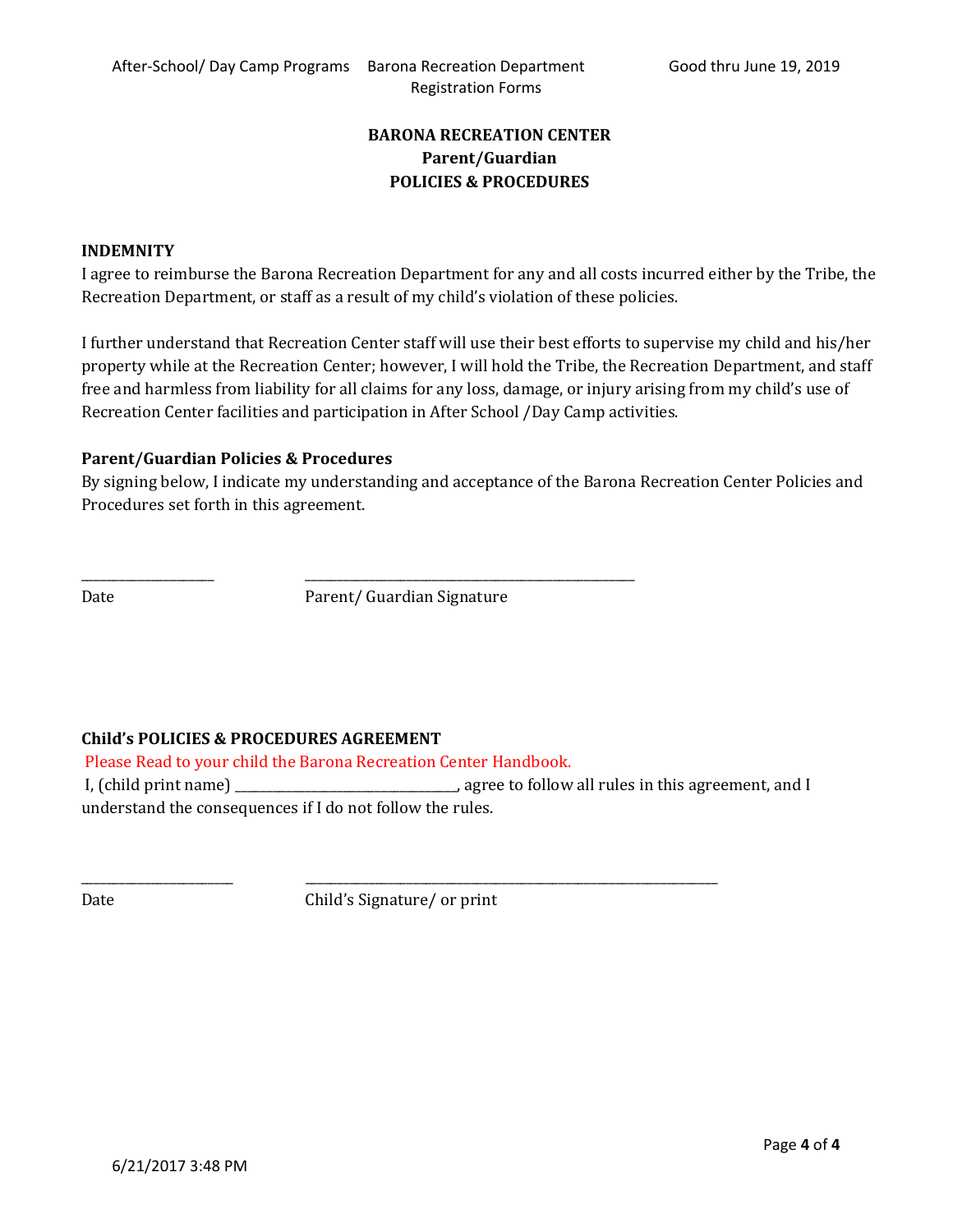**BARONA RECREATION CENTER**
**Parent/Guardian**
**POLICIES & PROCEDURES**

**INDEMNITY**

I agree to reimburse the Barona Recreation Department for any and all costs incurred either by the Tribe, the Recreation Department, or staff as a result of my child's violation of these policies.

I further understand that Recreation Center staff will use their best efforts to supervise my child and his/her property while at the Recreation Center; however, I will hold the Tribe, the Recreation Department, and staff free and harmless from liability for all claims for any loss, damage, or injury arising from my child's use of Recreation Center facilities and participation in After School /Day Camp activities.

**Parent/Guardian Policies & Procedures**

By signing below, I indicate my understanding and acceptance of the Barona Recreation Center Policies and Procedures set forth in this agreement.

____________________ ______________________________________________

Date Parent/ Guardian Signature

**Child's POLICIES & PROCEDURES AGREEMENT**

Please Read to your child the Barona Recreation Center Handbook.

I, (child print name) _______________________________, agree to follow all rules in this agreement, and I understand the consequences if I do not follow the rules.

______________________ __________________________________________________________

Date Child's Signature/ or print

6/21/2017 3:48 PM